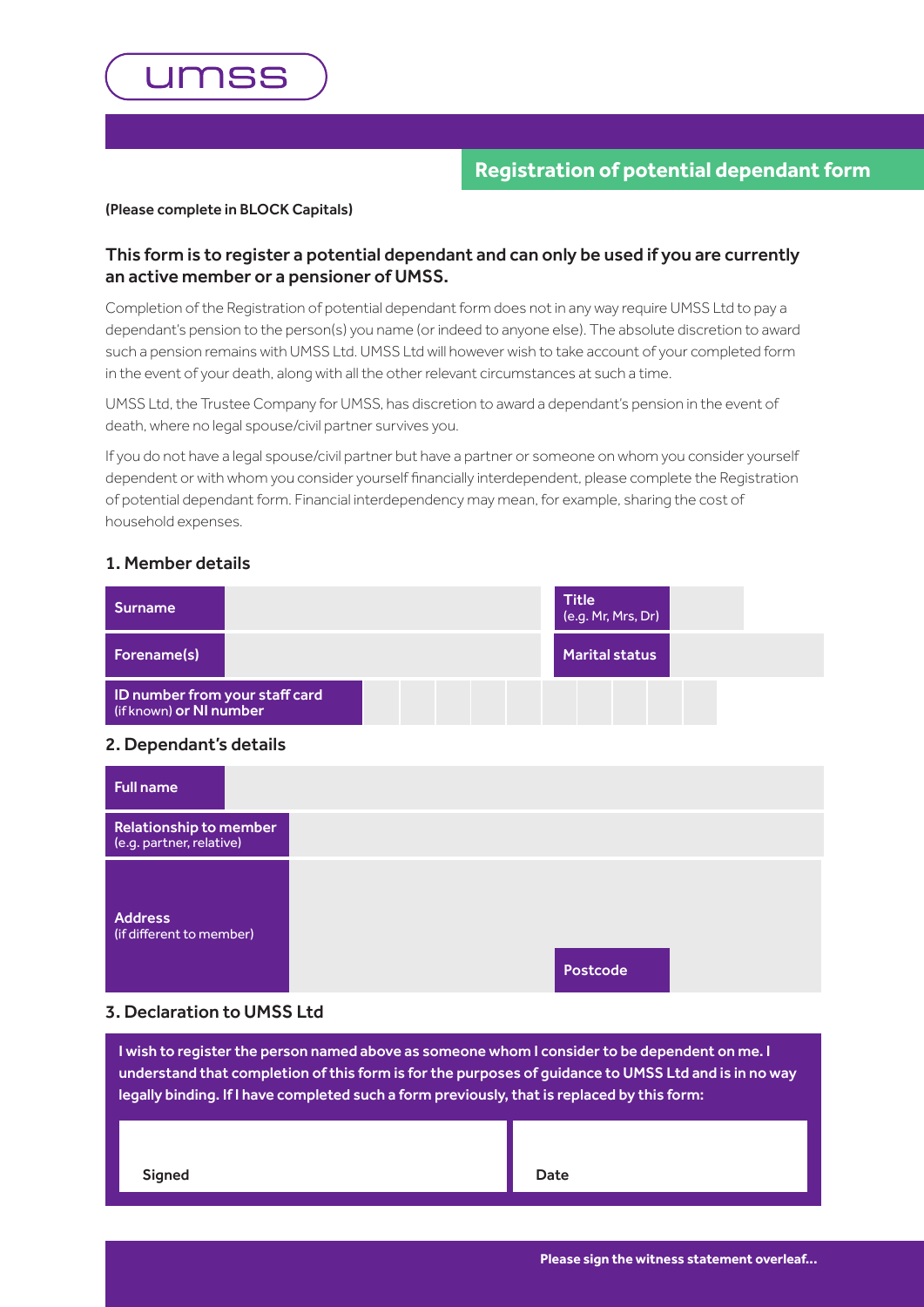umss

## Registration of potential dependant form

**(Please complete in BLOCK Capitals)**

### This form is to register a potential dependant and can only be used if you are currently an active member or a pensioner of UMSS.

Completion of the Registration of potential dependant form does not in any way require UMSS Ltd to pay a dependant's pension to the person(s) you name (or indeed to anyone else). The absolute discretion to award such a pension remains with UMSS Ltd. UMSS Ltd will however wish to take account of your completed form in the event of your death, along with all the other relevant circumstances at such a time.

UMSS Ltd, the Trustee Company for UMSS, has discretion to award a dependant's pension in the event of death, where no legal spouse/civil partner survives you.

If you do not have a legal spouse/civil partner but have a partner or someone on whom you consider yourself dependent or with whom you consider yourself financially interdependent, please complete the Registration of potential dependant form. Financial interdependency may mean, for example, sharing the cost of household expenses.

### 1. Member details

| | | | |
|---|---|---|---|
| **Surname** | | **Title** (e.g. Mr, Mrs, Dr) | |
| **Forename(s)** | | **Marital status** | |
| **ID number from your staff card** (if known) **or NI number** | | | |

### 2. Dependant's details

| | |
|---|---|
| **Full name** | |
| **Relationship to member** (e.g. partner, relative) | |
| **Address** (if different to member) | |
| **Postcode** | |

### 3. Declaration to UMSS Ltd

**I wish to register the person named above as someone whom I consider to be dependent on me. I understand that completion of this form is for the purposes of guidance to UMSS Ltd and is in no way legally binding. If I have completed such a form previously, that is replaced by this form:**

| | |
|---|---|
| **Signed** | **Date** |

**Please sign the witness statement overleaf...**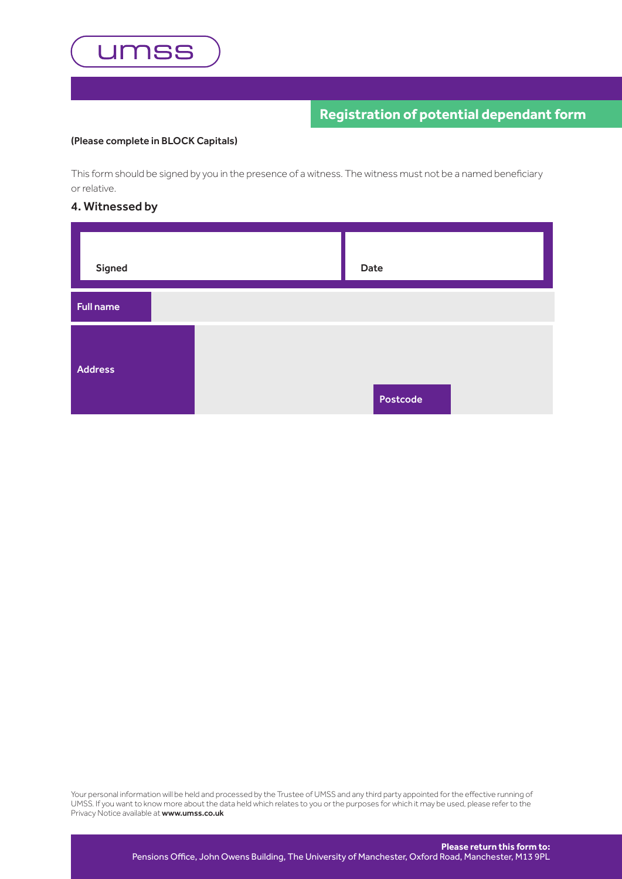umss

## Registration of potential dependant form

**(Please complete in BLOCK Capitals)**

This form should be signed by you in the presence of a witness. The witness must not be a named beneficiary or relative.

### 4. Witnessed by

| | |
|---|---|
| **Signed** | **Date** |

| | |
|---|---|
| **Full name** | |
| **Address** | |
| **Postcode** | |

Your personal information will be held and processed by the Trustee of UMSS and any third party appointed for the effective running of UMSS. If you want to know more about the data held which relates to you or the purposes for which it may be used, please refer to the Privacy Notice available at **www.umss.co.uk**

**Please return this form to:**
Pensions Office, John Owens Building, The University of Manchester, Oxford Road, Manchester, M13 9PL